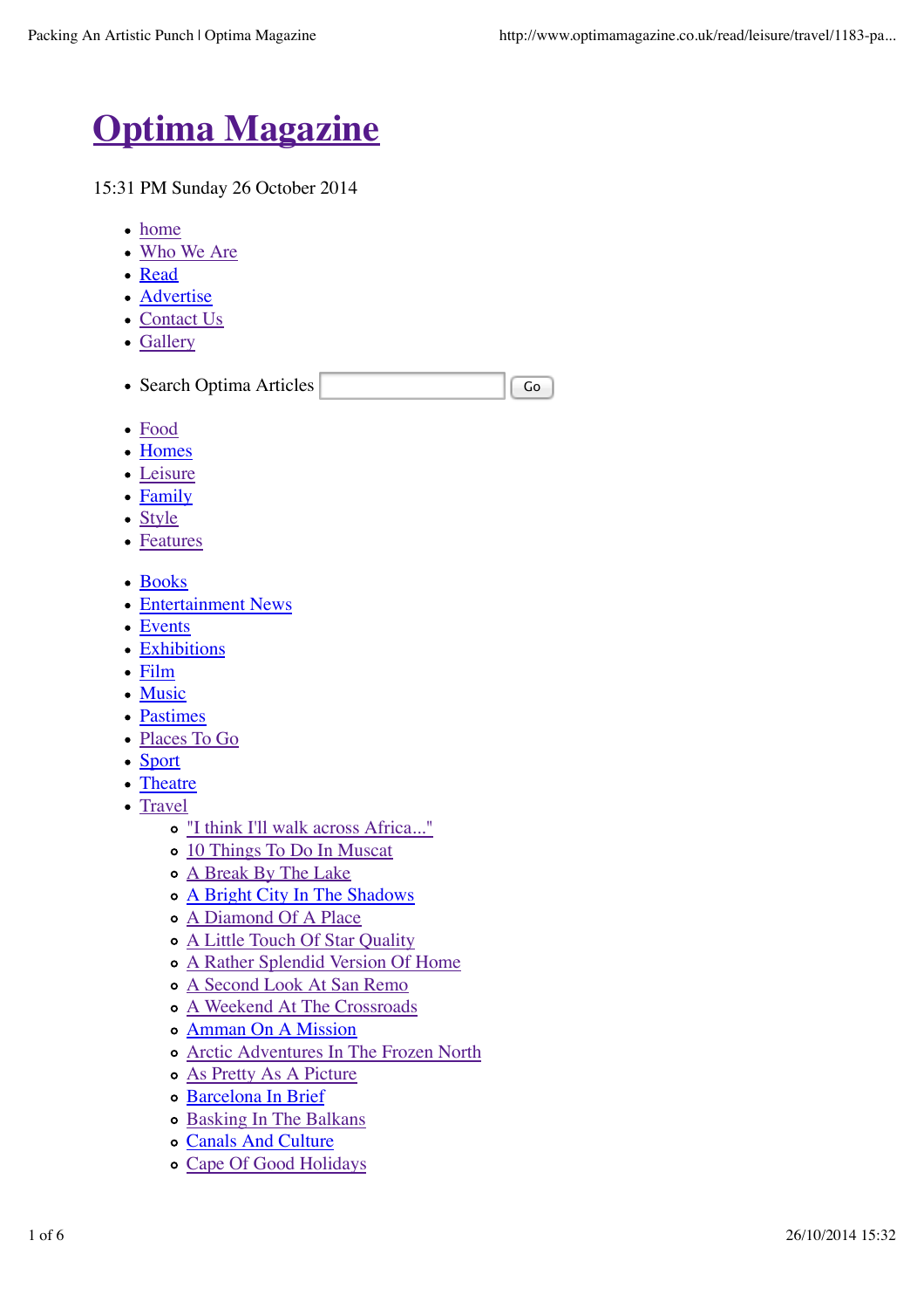# Optima Magazine

15:31 PM Sunday 26 October 2014

- home
- Who We Are
- Read
- Advertise
- Contact Us
- Gallery

- Search Optima Articles  Go

- Food
- Homes
- Leisure
- Family
- Style
- Features

- Books
- Entertainment News
- Events
- Exhibitions
- Film
- Music
- Pastimes
- Places To Go
- Sport
- Theatre
- Travel
  - "I think I'll walk across Africa..."
  - 10 Things To Do In Muscat
  - A Break By The Lake
  - A Bright City In The Shadows
  - A Diamond Of A Place
  - A Little Touch Of Star Quality
  - A Rather Splendid Version Of Home
  - A Second Look At San Remo
  - A Weekend At The Crossroads
  - Amman On A Mission
  - Arctic Adventures In The Frozen North
  - As Pretty As A Picture
  - Barcelona In Brief
  - Basking In The Balkans
  - Canals And Culture
  - Cape Of Good Holidays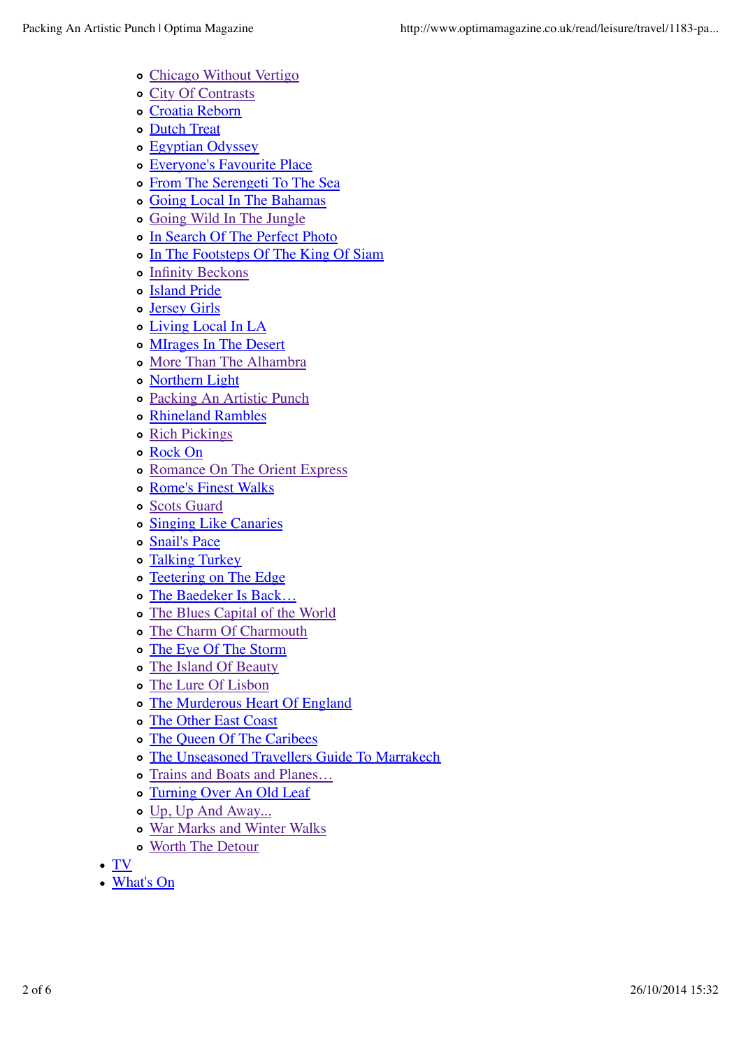- Chicago Without Vertigo
- City Of Contrasts
- Croatia Reborn
- Dutch Treat
- Egyptian Odyssey
- Everyone's Favourite Place
- From The Serengeti To The Sea
- Going Local In The Bahamas
- Going Wild In The Jungle
- In Search Of The Perfect Photo
- In The Footsteps Of The King Of Siam
- Infinity Beckons
- Island Pride
- Jersey Girls
- Living Local In LA
- MIrages In The Desert
- More Than The Alhambra
- Northern Light
- Packing An Artistic Punch
- Rhineland Rambles
- Rich Pickings
- Rock On
- Romance On The Orient Express
- Rome's Finest Walks
- Scots Guard
- Singing Like Canaries
- Snail's Pace
- Talking Turkey
- Teetering on The Edge
- The Baedeker Is Back…
- The Blues Capital of the World
- The Charm Of Charmouth
- The Eye Of The Storm
- The Island Of Beauty
- The Lure Of Lisbon
- The Murderous Heart Of England
- The Other East Coast
- The Queen Of The Caribees
- The Unseasoned Travellers Guide To Marrakech
- Trains and Boats and Planes…
- Turning Over An Old Leaf
- Up, Up And Away...
- War Marks and Winter Walks
- Worth The Detour

- TV
- What's On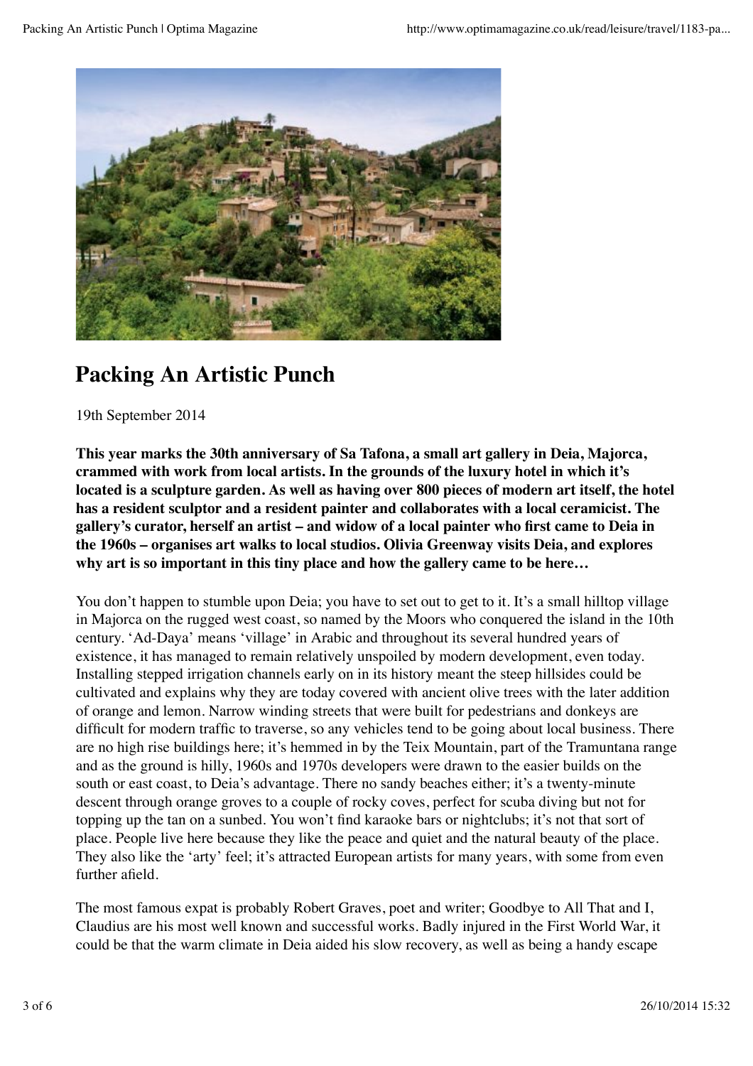# Packing An Artistic Punch

19th September 2014

**This year marks the 30th anniversary of Sa Tafona, a small art gallery in Deia, Majorca, crammed with work from local artists. In the grounds of the luxury hotel in which it's located is a sculpture garden. As well as having over 800 pieces of modern art itself, the hotel has a resident sculptor and a resident painter and collaborates with a local ceramicist. The gallery's curator, herself an artist – and widow of a local painter who first came to Deia in the 1960s – organises art walks to local studios. Olivia Greenway visits Deia, and explores why art is so important in this tiny place and how the gallery came to be here…**

You don't happen to stumble upon Deia; you have to set out to get to it. It's a small hilltop village in Majorca on the rugged west coast, so named by the Moors who conquered the island in the 10th century. 'Ad-Daya' means 'village' in Arabic and throughout its several hundred years of existence, it has managed to remain relatively unspoiled by modern development, even today. Installing stepped irrigation channels early on in its history meant the steep hillsides could be cultivated and explains why they are today covered with ancient olive trees with the later addition of orange and lemon. Narrow winding streets that were built for pedestrians and donkeys are difficult for modern traffic to traverse, so any vehicles tend to be going about local business. There are no high rise buildings here; it's hemmed in by the Teix Mountain, part of the Tramuntana range and as the ground is hilly, 1960s and 1970s developers were drawn to the easier builds on the south or east coast, to Deia's advantage. There no sandy beaches either; it's a twenty-minute descent through orange groves to a couple of rocky coves, perfect for scuba diving but not for topping up the tan on a sunbed. You won't find karaoke bars or nightclubs; it's not that sort of place. People live here because they like the peace and quiet and the natural beauty of the place. They also like the 'arty' feel; it's attracted European artists for many years, with some from even further afield.

The most famous expat is probably Robert Graves, poet and writer; Goodbye to All That and I, Claudius are his most well known and successful works. Badly injured in the First World War, it could be that the warm climate in Deia aided his slow recovery, as well as being a handy escape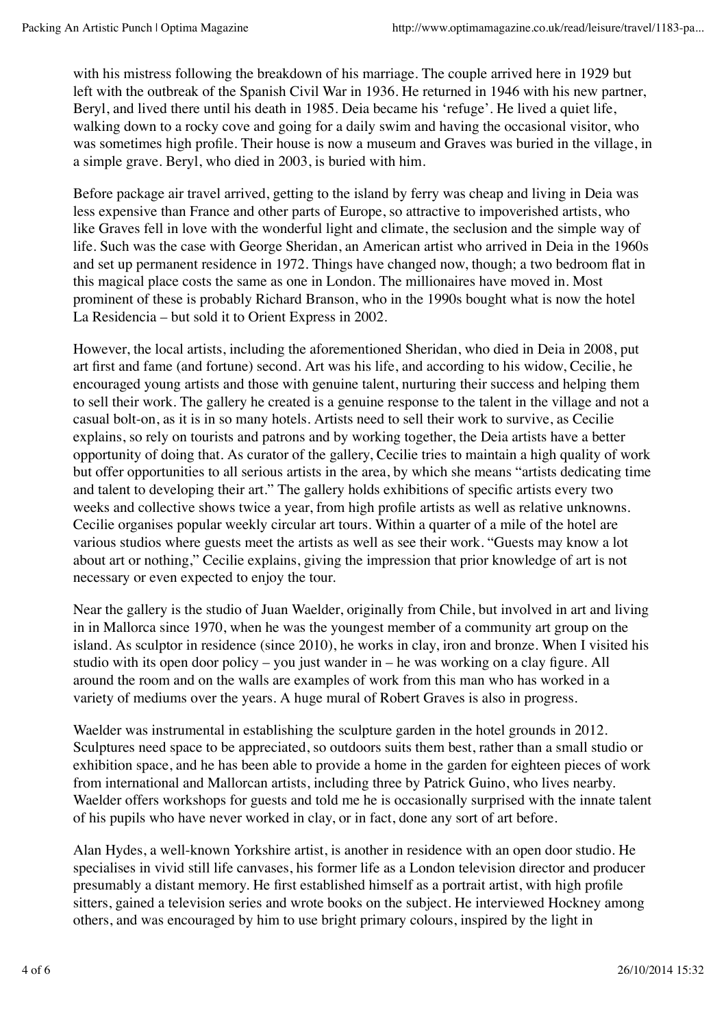with his mistress following the breakdown of his marriage. The couple arrived here in 1929 but left with the outbreak of the Spanish Civil War in 1936. He returned in 1946 with his new partner, Beryl, and lived there until his death in 1985. Deia became his 'refuge'. He lived a quiet life, walking down to a rocky cove and going for a daily swim and having the occasional visitor, who was sometimes high profile. Their house is now a museum and Graves was buried in the village, in a simple grave. Beryl, who died in 2003, is buried with him.

Before package air travel arrived, getting to the island by ferry was cheap and living in Deia was less expensive than France and other parts of Europe, so attractive to impoverished artists, who like Graves fell in love with the wonderful light and climate, the seclusion and the simple way of life. Such was the case with George Sheridan, an American artist who arrived in Deia in the 1960s and set up permanent residence in 1972. Things have changed now, though; a two bedroom flat in this magical place costs the same as one in London. The millionaires have moved in. Most prominent of these is probably Richard Branson, who in the 1990s bought what is now the hotel La Residencia – but sold it to Orient Express in 2002.

However, the local artists, including the aforementioned Sheridan, who died in Deia in 2008, put art first and fame (and fortune) second. Art was his life, and according to his widow, Cecilie, he encouraged young artists and those with genuine talent, nurturing their success and helping them to sell their work. The gallery he created is a genuine response to the talent in the village and not a casual bolt-on, as it is in so many hotels. Artists need to sell their work to survive, as Cecilie explains, so rely on tourists and patrons and by working together, the Deia artists have a better opportunity of doing that. As curator of the gallery, Cecilie tries to maintain a high quality of work but offer opportunities to all serious artists in the area, by which she means "artists dedicating time and talent to developing their art." The gallery holds exhibitions of specific artists every two weeks and collective shows twice a year, from high profile artists as well as relative unknowns. Cecilie organises popular weekly circular art tours. Within a quarter of a mile of the hotel are various studios where guests meet the artists as well as see their work. "Guests may know a lot about art or nothing," Cecilie explains, giving the impression that prior knowledge of art is not necessary or even expected to enjoy the tour.

Near the gallery is the studio of Juan Waelder, originally from Chile, but involved in art and living in in Mallorca since 1970, when he was the youngest member of a community art group on the island. As sculptor in residence (since 2010), he works in clay, iron and bronze. When I visited his studio with its open door policy – you just wander in – he was working on a clay figure. All around the room and on the walls are examples of work from this man who has worked in a variety of mediums over the years. A huge mural of Robert Graves is also in progress.

Waelder was instrumental in establishing the sculpture garden in the hotel grounds in 2012. Sculptures need space to be appreciated, so outdoors suits them best, rather than a small studio or exhibition space, and he has been able to provide a home in the garden for eighteen pieces of work from international and Mallorcan artists, including three by Patrick Guino, who lives nearby. Waelder offers workshops for guests and told me he is occasionally surprised with the innate talent of his pupils who have never worked in clay, or in fact, done any sort of art before.

Alan Hydes, a well-known Yorkshire artist, is another in residence with an open door studio. He specialises in vivid still life canvases, his former life as a London television director and producer presumably a distant memory. He first established himself as a portrait artist, with high profile sitters, gained a television series and wrote books on the subject. He interviewed Hockney among others, and was encouraged by him to use bright primary colours, inspired by the light in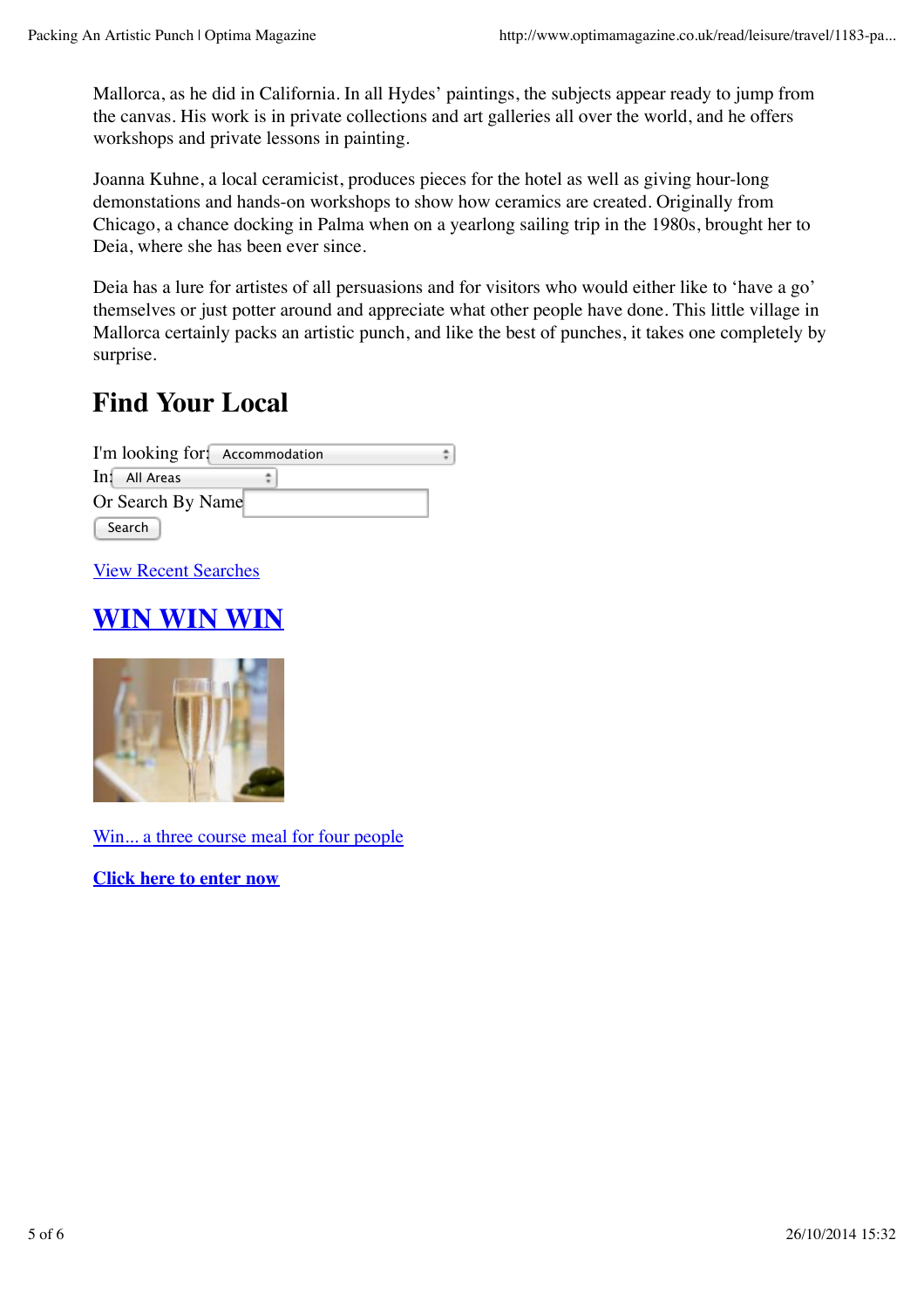Mallorca, as he did in California. In all Hydes' paintings, the subjects appear ready to jump from the canvas. His work is in private collections and art galleries all over the world, and he offers workshops and private lessons in painting.

Joanna Kuhne, a local ceramicist, produces pieces for the hotel as well as giving hour-long demonstations and hands-on workshops to show how ceramics are created. Originally from Chicago, a chance docking in Palma when on a yearlong sailing trip in the 1980s, brought her to Deia, where she has been ever since.

Deia has a lure for artistes of all persuasions and for visitors who would either like to 'have a go' themselves or just potter around and appreciate what other people have done. This little village in Mallorca certainly packs an artistic punch, and like the best of punches, it takes one completely by surprise.

## Find Your Local

I'm looking for: Accommodation

In: All Areas

Or Search By Name

Search

View Recent Searches

## WIN WIN WIN

Win... a three course meal for four people

**Click here to enter now**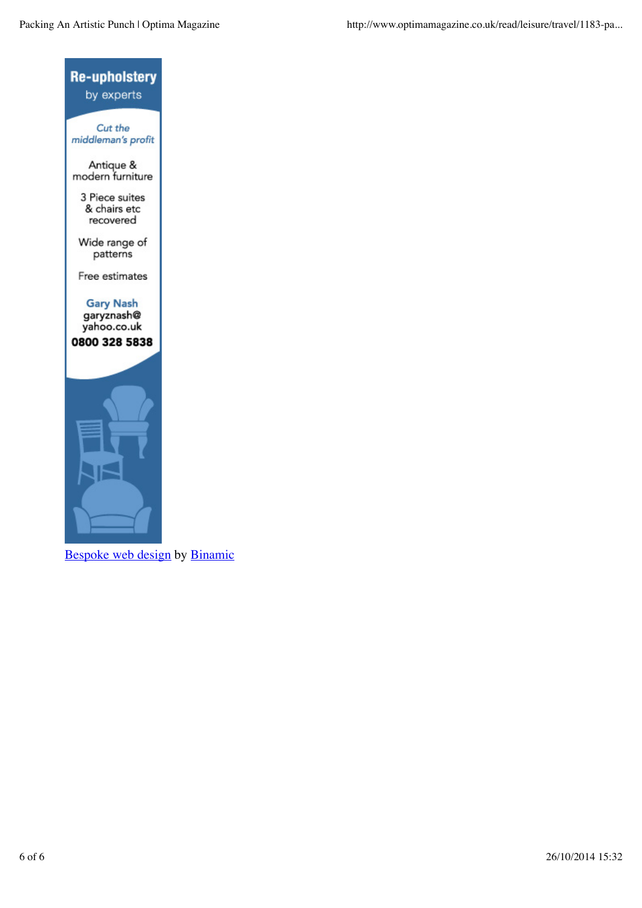**Re-upholstery**
by experts

*Cut the middleman's profit*

Antique & modern furniture

3 Piece suites & chairs etc recovered

Wide range of patterns

Free estimates

Gary Nash
garyznash@yahoo.co.uk
**0800 328 5838**

Bespoke web design by Binamic